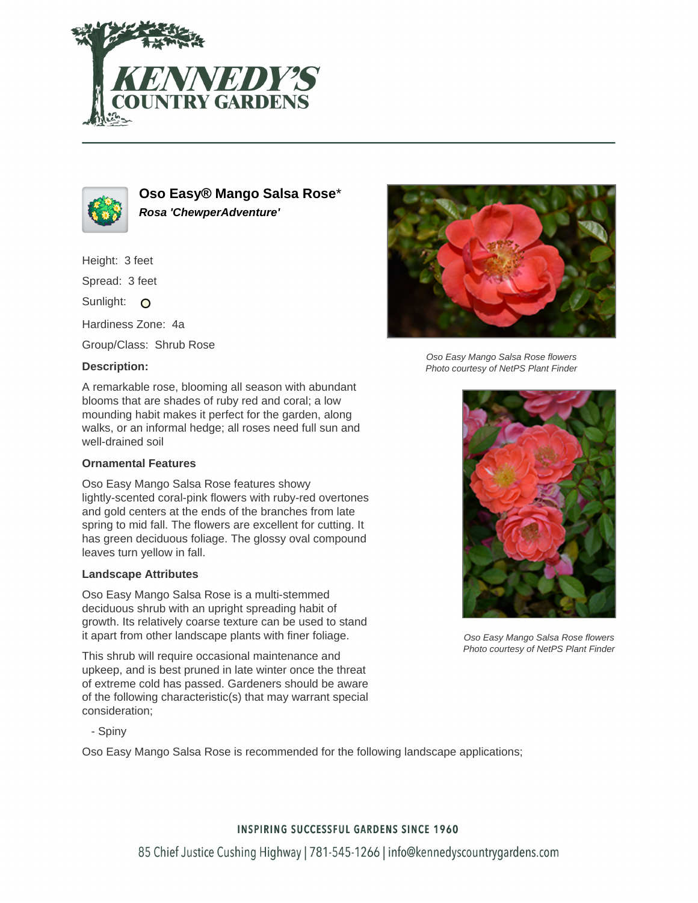# Oso Easy® Mango Salsa Rose*

***Rosa 'ChewperAdventure'***

Height: 3 feet

Spread: 3 feet

Sunlight: O

Hardiness Zone: 4a

Group/Class: Shrub Rose

**Description:**

A remarkable rose, blooming all season with abundant blooms that are shades of ruby red and coral; a low mounding habit makes it perfect for the garden, along walks, or an informal hedge; all roses need full sun and well-drained soil

**Ornamental Features**

Oso Easy Mango Salsa Rose features showy lightly-scented coral-pink flowers with ruby-red overtones and gold centers at the ends of the branches from late spring to mid fall. The flowers are excellent for cutting. It has green deciduous foliage. The glossy oval compound leaves turn yellow in fall.

**Landscape Attributes**

Oso Easy Mango Salsa Rose is a multi-stemmed deciduous shrub with an upright spreading habit of growth. Its relatively coarse texture can be used to stand it apart from other landscape plants with finer foliage.

This shrub will require occasional maintenance and upkeep, and is best pruned in late winter once the threat of extreme cold has passed. Gardeners should be aware of the following characteristic(s) that may warrant special consideration;

- Spiny

Oso Easy Mango Salsa Rose is recommended for the following landscape applications;

*Oso Easy Mango Salsa Rose flowers*
*Photo courtesy of NetPS Plant Finder*

*Oso Easy Mango Salsa Rose flowers*
*Photo courtesy of NetPS Plant Finder*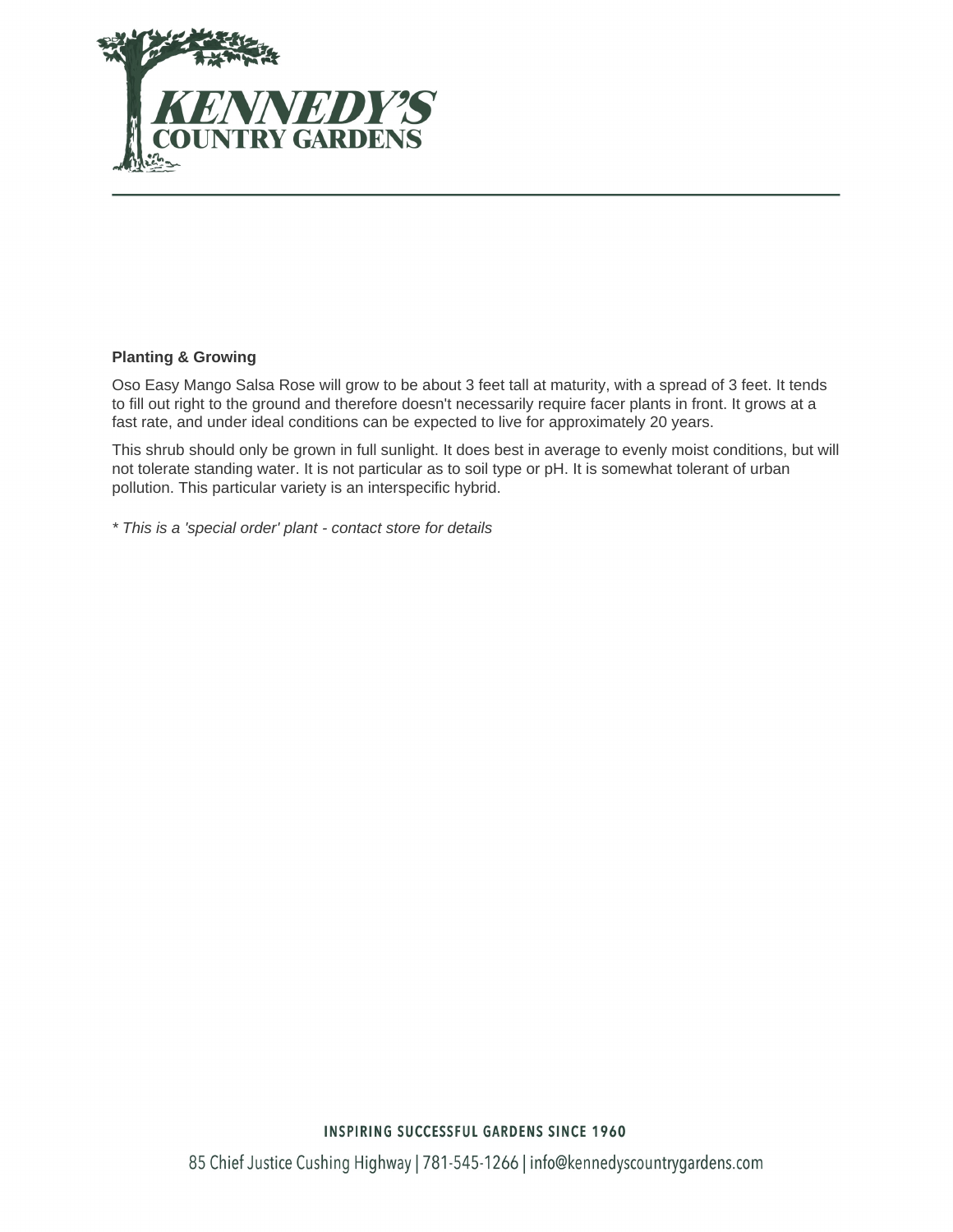## Planting & Growing

Oso Easy Mango Salsa Rose will grow to be about 3 feet tall at maturity, with a spread of 3 feet. It tends to fill out right to the ground and therefore doesn't necessarily require facer plants in front. It grows at a fast rate, and under ideal conditions can be expected to live for approximately 20 years.

This shrub should only be grown in full sunlight. It does best in average to evenly moist conditions, but will not tolerate standing water. It is not particular as to soil type or pH. It is somewhat tolerant of urban pollution. This particular variety is an interspecific hybrid.

*\* This is a 'special order' plant - contact store for details*